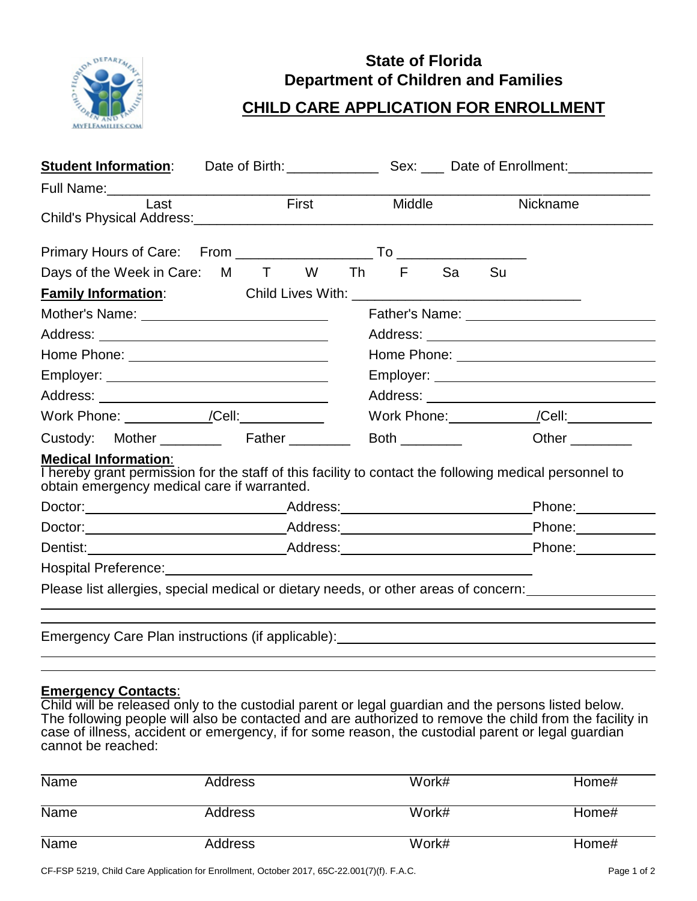**State of Florida**
**Department of Children and Families**

# CHILD CARE APPLICATION FOR ENROLLMENT

**Student Information**: Date of Birth:____________ Sex: ___ Date of Enrollment:___________

Full Name:______________________________________________________________

Last First Middle Nickname

Child's Physical Address:______________________________________________________

Primary Hours of Care: From _________________ To ________________

Days of the Week in Care: M T W Th F Sa Su

**Family Information**: Child Lives With: ______________________________

Mother's Name: ________________________

Address: ______________________________

Home Phone: ___________________________

Employer: _____________________________

Address: ______________________________

Work Phone: ___________/Cell:___________

Father's Name: ________________________

Address: ______________________________

Home Phone: ___________________________

Employer: _____________________________

Address: ______________________________

Work Phone:___________/Cell:___________

Custody: Mother ________ Father ________ Both ________ Other ________

**Medical Information**:
I hereby grant permission for the staff of this facility to contact the following medical personnel to obtain emergency medical care if warranted.

Doctor:______________________Address:______________________Phone:__________

Doctor:______________________Address:______________________Phone:__________

Dentist:______________________Address:______________________Phone:__________

Hospital Preference:________________________________________________

Please list allergies, special medical or dietary needs, or other areas of concern:________________

_____________________________________________________________________

_____________________________________________________________________

Emergency Care Plan instructions (if applicable):_________________________________

_____________________________________________________________________

_____________________________________________________________________

**Emergency Contacts**:
Child will be released only to the custodial parent or legal guardian and the persons listed below. The following people will also be contacted and are authorized to remove the child from the facility in case of illness, accident or emergency, if for some reason, the custodial parent or legal guardian cannot be reached:

| Name | Address | Work# | Home# |
|---|---|---|---|
| Name | Address | Work# | Home# |
| Name | Address | Work# | Home# |

CF-FSP 5219, Child Care Application for Enrollment, October 2017, 65C-22.001(7)(f). F.A.C.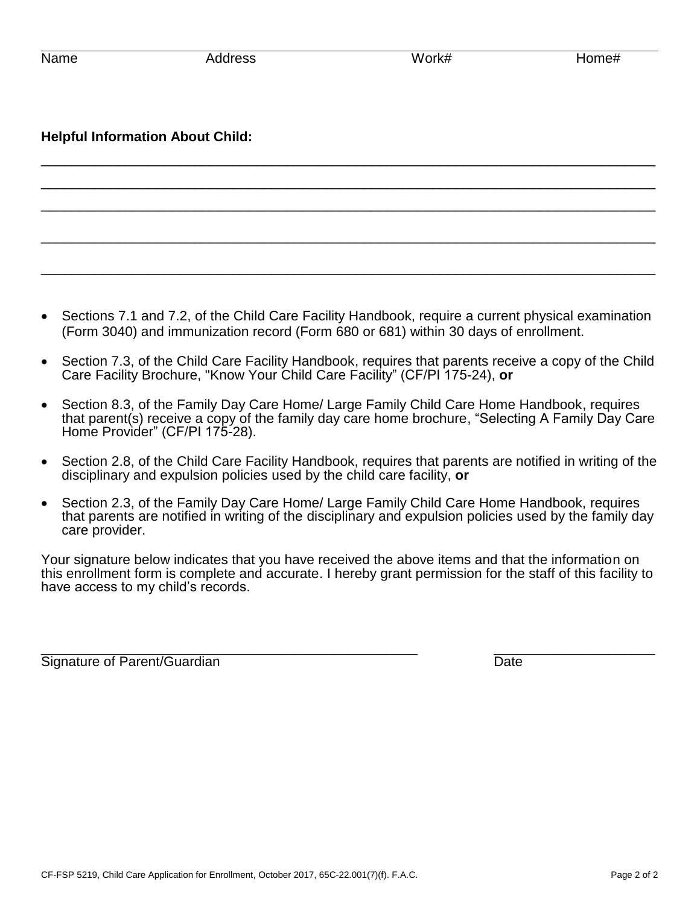| Name | Address | Work# | Home# |
|---|---|---|---|

**Helpful Information About Child:**

\_\_\_\_\_\_\_\_\_\_\_\_\_\_\_\_\_\_\_\_\_\_\_\_\_\_\_\_\_\_\_\_\_\_\_\_\_\_\_\_\_\_\_\_\_\_\_\_\_\_\_\_\_\_\_\_\_\_\_\_\_\_\_\_\_\_\_\_\_\_\_\_\_\_\_\_

\_\_\_\_\_\_\_\_\_\_\_\_\_\_\_\_\_\_\_\_\_\_\_\_\_\_\_\_\_\_\_\_\_\_\_\_\_\_\_\_\_\_\_\_\_\_\_\_\_\_\_\_\_\_\_\_\_\_\_\_\_\_\_\_\_\_\_\_\_\_\_\_\_\_\_\_

\_\_\_\_\_\_\_\_\_\_\_\_\_\_\_\_\_\_\_\_\_\_\_\_\_\_\_\_\_\_\_\_\_\_\_\_\_\_\_\_\_\_\_\_\_\_\_\_\_\_\_\_\_\_\_\_\_\_\_\_\_\_\_\_\_\_\_\_\_\_\_\_\_\_\_\_

\_\_\_\_\_\_\_\_\_\_\_\_\_\_\_\_\_\_\_\_\_\_\_\_\_\_\_\_\_\_\_\_\_\_\_\_\_\_\_\_\_\_\_\_\_\_\_\_\_\_\_\_\_\_\_\_\_\_\_\_\_\_\_\_\_\_\_\_\_\_\_\_\_\_\_\_

\_\_\_\_\_\_\_\_\_\_\_\_\_\_\_\_\_\_\_\_\_\_\_\_\_\_\_\_\_\_\_\_\_\_\_\_\_\_\_\_\_\_\_\_\_\_\_\_\_\_\_\_\_\_\_\_\_\_\_\_\_\_\_\_\_\_\_\_\_\_\_\_\_\_\_\_

- Sections 7.1 and 7.2, of the Child Care Facility Handbook, require a current physical examination (Form 3040) and immunization record (Form 680 or 681) within 30 days of enrollment.
- Section 7.3, of the Child Care Facility Handbook, requires that parents receive a copy of the Child Care Facility Brochure, "Know Your Child Care Facility" (CF/PI 175-24), **or**
- Section 8.3, of the Family Day Care Home/ Large Family Child Care Home Handbook, requires that parent(s) receive a copy of the family day care home brochure, "Selecting A Family Day Care Home Provider" (CF/PI 175-28).
- Section 2.8, of the Child Care Facility Handbook, requires that parents are notified in writing of the disciplinary and expulsion policies used by the child care facility, **or**
- Section 2.3, of the Family Day Care Home/ Large Family Child Care Home Handbook, requires that parents are notified in writing of the disciplinary and expulsion policies used by the family day care provider.

Your signature below indicates that you have received the above items and that the information on this enrollment form is complete and accurate. I hereby grant permission for the staff of this facility to have access to my child's records.

\_\_\_\_\_\_\_\_\_\_\_\_\_\_\_\_\_\_\_\_\_\_\_\_\_\_\_\_\_\_\_\_\_\_\_\_\_\_\_\_\_\_\_\_ \_\_\_\_\_\_\_\_\_\_\_\_\_\_\_\_\_\_\_\_

Signature of Parent/Guardian Date

CF-FSP 5219, Child Care Application for Enrollment, October 2017, 65C-22.001(7)(f). F.A.C.